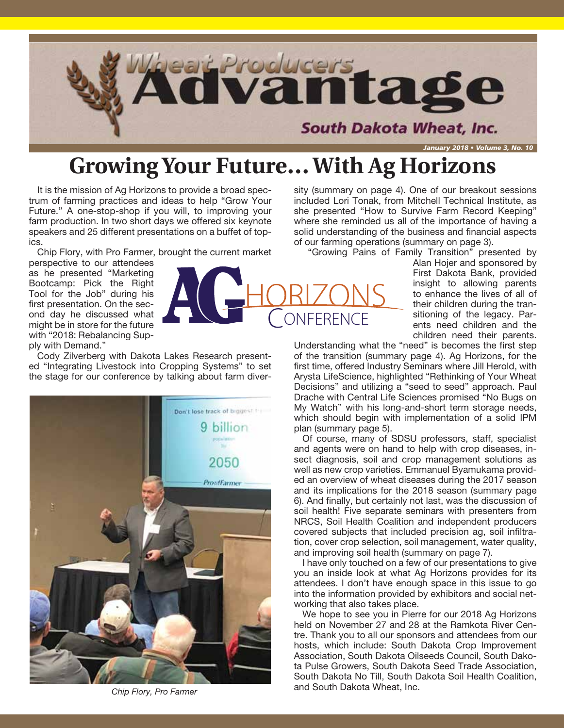# Wheat Producers Advantage

South Dakota Wheat, Inc.

*January 2018 • Volume 3, No. 10*

## Growing Your Future… With Ag Horizons

It is the mission of Ag Horizons to provide a broad spectrum of farming practices and ideas to help "Grow Your Future." A one-stop-shop if you will, to improving your farm production. In two short days we offered six keynote speakers and 25 different presentations on a buffet of topics.

Chip Flory, with Pro Farmer, brought the current market perspective to our attendees as he presented "Marketing Bootcamp: Pick the Right Tool for the Job" during his first presentation. On the second day he discussed what might be in store for the future with "2018: Rebalancing Supply with Demand."

Cody Zilverberg with Dakota Lakes Research presented "Integrating Livestock into Cropping Systems" to set the stage for our conference by talking about farm diversity (summary on page 4). One of our breakout sessions included Lori Tonak, from Mitchell Technical Institute, as she presented "How to Survive Farm Record Keeping" where she reminded us all of the importance of having a solid understanding of the business and financial aspects of our farming operations (summary on page 3).

"Growing Pains of Family Transition" presented by Alan Hojer and sponsored by First Dakota Bank, provided insight to allowing parents to enhance the lives of all of their children during the transitioning of the legacy. Parents need children and the children need their parents. Understanding what the "need" is becomes the first step of the transition (summary page 4). Ag Horizons, for the first time, offered Industry Seminars where Jill Herold, with Arysta LifeScience, highlighted "Rethinking of Your Wheat Decisions" and utilizing a "seed to seed" approach. Paul Drache with Central Life Sciences promised "No Bugs on My Watch" with his long-and-short term storage needs, which should begin with implementation of a solid IPM plan (summary page 5).

Of course, many of SDSU professors, staff, specialist and agents were on hand to help with crop diseases, insect diagnosis, soil and crop management solutions as well as new crop varieties. Emmanuel Byamukama provided an overview of wheat diseases during the 2017 season and its implications for the 2018 season (summary page 6). And finally, but certainly not last, was the discussion of soil health! Five separate seminars with presenters from NRCS, Soil Health Coalition and independent producers covered subjects that included precision ag, soil infiltration, cover crop selection, soil management, water quality, and improving soil health (summary on page 7).

I have only touched on a few of our presentations to give you an inside look at what Ag Horizons provides for its attendees. I don't have enough space in this issue to go into the information provided by exhibitors and social networking that also takes place.

We hope to see you in Pierre for our 2018 Ag Horizons held on November 27 and 28 at the Ramkota River Centre. Thank you to all our sponsors and attendees from our hosts, which include: South Dakota Crop Improvement Association, South Dakota Oilseeds Council, South Dakota Pulse Growers, South Dakota Seed Trade Association, South Dakota No Till, South Dakota Soil Health Coalition, and South Dakota Wheat, Inc.

*Chip Flory, Pro Farmer*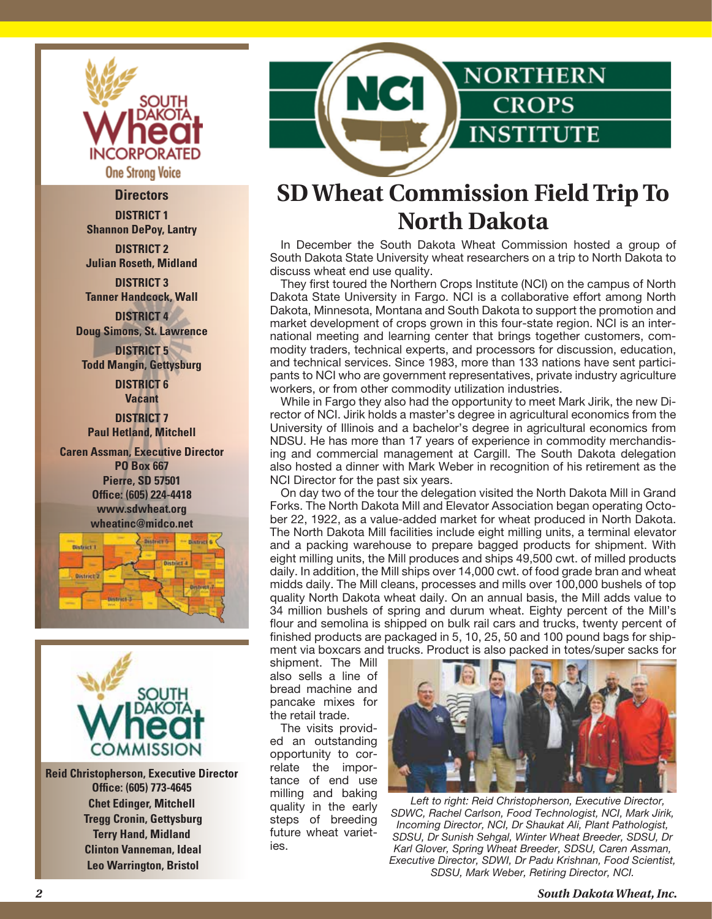SOUTH DAKOTA Wheat INCORPORATED

One Strong Voice

**Directors**

**DISTRICT 1**
**Shannon DePoy, Lantry**

**DISTRICT 2**
**Julian Roseth, Midland**

**DISTRICT 3**
**Tanner Handcock, Wall**

**DISTRICT 4**
**Doug Simons, St. Lawrence**

**DISTRICT 5**
**Todd Mangin, Gettysburg**

**DISTRICT 6**
**Vacant**

**DISTRICT 7**
**Paul Hetland, Mitchell**

**Caren Assman, Executive Director**
**PO Box 667**
**Pierre, SD 57501**
**Office: (605) 224-4418**
**www.sdwheat.org**
**wheatinc@midco.net**

SOUTH DAKOTA Wheat COMMISSION

**Reid Christopherson, Executive Director**
**Office: (605) 773-4645**
**Chet Edinger, Mitchell**
**Tregg Cronin, Gettysburg**
**Terry Hand, Midland**
**Clinton Vanneman, Ideal**
**Leo Warrington, Bristol**

NCI NORTHERN CROPS INSTITUTE

# SD Wheat Commission Field Trip To North Dakota

In December the South Dakota Wheat Commission hosted a group of South Dakota State University wheat researchers on a trip to North Dakota to discuss wheat end use quality.

They first toured the Northern Crops Institute (NCI) on the campus of North Dakota State University in Fargo. NCI is a collaborative effort among North Dakota, Minnesota, Montana and South Dakota to support the promotion and market development of crops grown in this four-state region. NCI is an international meeting and learning center that brings together customers, commodity traders, technical experts, and processors for discussion, education, and technical services. Since 1983, more than 133 nations have sent participants to NCI who are government representatives, private industry agriculture workers, or from other commodity utilization industries.

While in Fargo they also had the opportunity to meet Mark Jirik, the new Director of NCI. Jirik holds a master's degree in agricultural economics from the University of Illinois and a bachelor's degree in agricultural economics from NDSU. He has more than 17 years of experience in commodity merchandising and commercial management at Cargill. The South Dakota delegation also hosted a dinner with Mark Weber in recognition of his retirement as the NCI Director for the past six years.

On day two of the tour the delegation visited the North Dakota Mill in Grand Forks. The North Dakota Mill and Elevator Association began operating October 22, 1922, as a value-added market for wheat produced in North Dakota. The North Dakota Mill facilities include eight milling units, a terminal elevator and a packing warehouse to prepare bagged products for shipment. With eight milling units, the Mill produces and ships 49,500 cwt. of milled products daily. In addition, the Mill ships over 14,000 cwt. of food grade bran and wheat midds daily. The Mill cleans, processes and mills over 100,000 bushels of top quality North Dakota wheat daily. On an annual basis, the Mill adds value to 34 million bushels of spring and durum wheat. Eighty percent of the Mill's flour and semolina is shipped on bulk rail cars and trucks, twenty percent of finished products are packaged in 5, 10, 25, 50 and 100 pound bags for shipment via boxcars and trucks. Product is also packed in totes/super sacks for shipment. The Mill also sells a line of bread machine and pancake mixes for the retail trade.

The visits provided an outstanding opportunity to correlate the importance of end use milling and baking quality in the early steps of breeding future wheat varieties.

*Left to right: Reid Christopherson, Executive Director, SDWC, Rachel Carlson, Food Technologist, NCI, Mark Jirik, Incoming Director, NCI, Dr Shaukat Ali, Plant Pathologist, SDSU, Dr Sunish Sehgal, Winter Wheat Breeder, SDSU, Dr Karl Glover, Spring Wheat Breeder, SDSU, Caren Assman, Executive Director, SDWI, Dr Padu Krishnan, Food Scientist, SDSU, Mark Weber, Retiring Director, NCI.*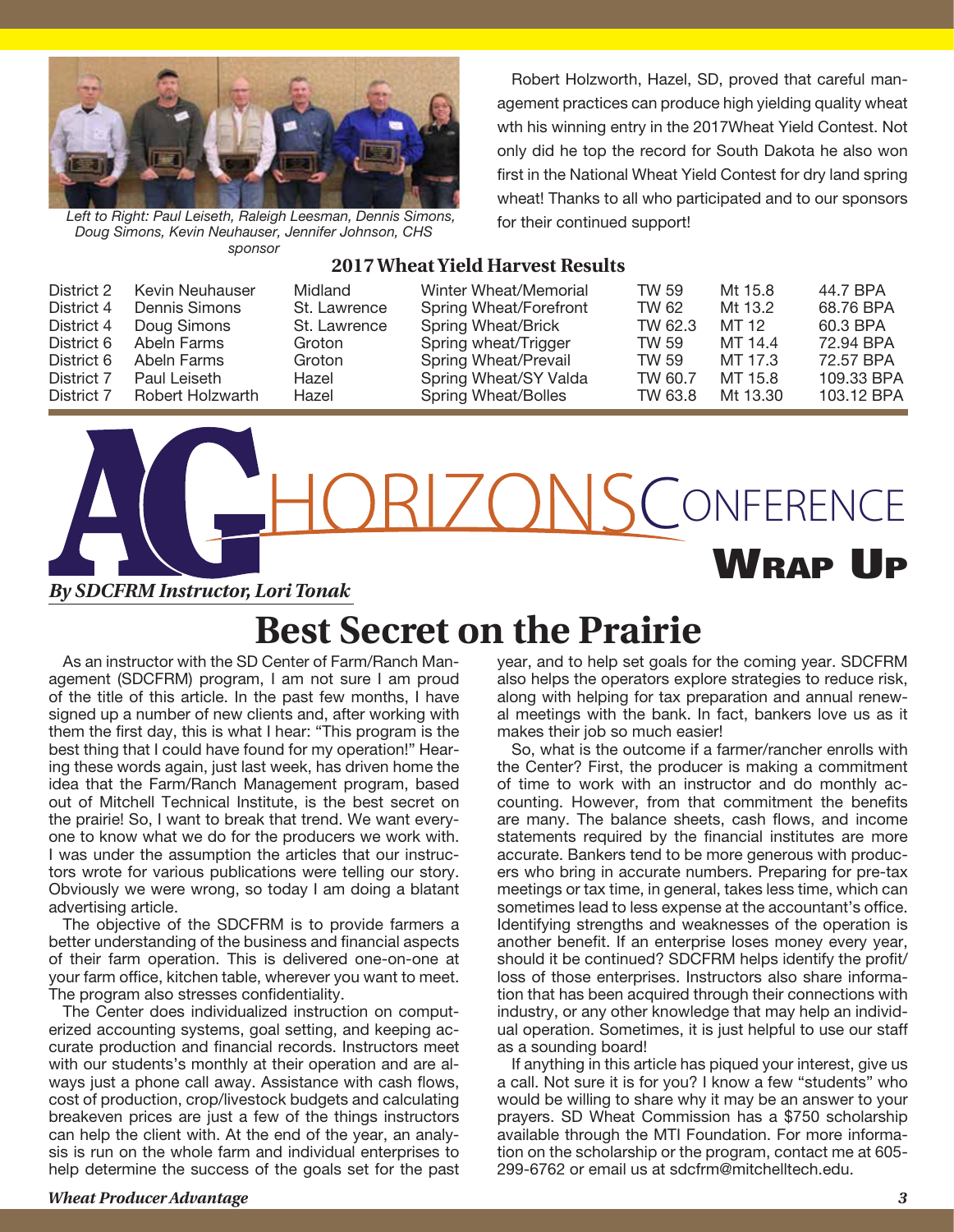Left to Right: Paul Leiseth, Raleigh Leesman, Dennis Simons, Doug Simons, Kevin Neuhauser, Jennifer Johnson, CHS sponsor

Robert Holzworth, Hazel, SD, proved that careful management practices can produce high yielding quality wheat wth his winning entry in the 2017Wheat Yield Contest. Not only did he top the record for South Dakota he also won first in the National Wheat Yield Contest for dry land spring wheat! Thanks to all who participated and to our sponsors for their continued support!

## 2017 Wheat Yield Harvest Results

| | | | | | | |
|---|---|---|---|---|---|---|
| District 2 | Kevin Neuhauser | Midland | Winter Wheat/Memorial | TW 59 | Mt 15.8 | 44.7 BPA |
| District 4 | Dennis Simons | St. Lawrence | Spring Wheat/Forefront | TW 62 | Mt 13.2 | 68.76 BPA |
| District 4 | Doug Simons | St. Lawrence | Spring Wheat/Brick | TW 62.3 | MT 12 | 60.3 BPA |
| District 6 | Abeln Farms | Groton | Spring wheat/Trigger | TW 59 | MT 14.4 | 72.94 BPA |
| District 6 | Abeln Farms | Groton | Spring Wheat/Prevail | TW 59 | MT 17.3 | 72.57 BPA |
| District 7 | Paul Leiseth | Hazel | Spring Wheat/SY Valda | TW 60.7 | MT 15.8 | 109.33 BPA |
| District 7 | Robert Holzwarth | Hazel | Spring Wheat/Bolles | TW 63.8 | Mt 13.30 | 103.12 BPA |

# AG HORIZONS CONFERENCE WRAP UP

***By SDCFRM Instructor, Lori Tonak***

# Best Secret on the Prairie

As an instructor with the SD Center of Farm/Ranch Management (SDCFRM) program, I am not sure I am proud of the title of this article. In the past few months, I have signed up a number of new clients and, after working with them the first day, this is what I hear: "This program is the best thing that I could have found for my operation!" Hearing these words again, just last week, has driven home the idea that the Farm/Ranch Management program, based out of Mitchell Technical Institute, is the best secret on the prairie! So, I want to break that trend. We want everyone to know what we do for the producers we work with. I was under the assumption the articles that our instructors wrote for various publications were telling our story. Obviously we were wrong, so today I am doing a blatant advertising article.

The objective of the SDCFRM is to provide farmers a better understanding of the business and financial aspects of their farm operation. This is delivered one-on-one at your farm office, kitchen table, wherever you want to meet. The program also stresses confidentiality.

The Center does individualized instruction on computerized accounting systems, goal setting, and keeping accurate production and financial records. Instructors meet with our students's monthly at their operation and are always just a phone call away. Assistance with cash flows, cost of production, crop/livestock budgets and calculating breakeven prices are just a few of the things instructors can help the client with. At the end of the year, an analysis is run on the whole farm and individual enterprises to help determine the success of the goals set for the past year, and to help set goals for the coming year. SDCFRM also helps the operators explore strategies to reduce risk, along with helping for tax preparation and annual renewal meetings with the bank. In fact, bankers love us as it makes their job so much easier!

So, what is the outcome if a farmer/rancher enrolls with the Center? First, the producer is making a commitment of time to work with an instructor and do monthly accounting. However, from that commitment the benefits are many. The balance sheets, cash flows, and income statements required by the financial institutes are more accurate. Bankers tend to be more generous with producers who bring in accurate numbers. Preparing for pre-tax meetings or tax time, in general, takes less time, which can sometimes lead to less expense at the accountant's office. Identifying strengths and weaknesses of the operation is another benefit. If an enterprise loses money every year, should it be continued? SDCFRM helps identify the profit/loss of those enterprises. Instructors also share information that has been acquired through their connections with industry, or any other knowledge that may help an individual operation. Sometimes, it is just helpful to use our staff as a sounding board!

If anything in this article has piqued your interest, give us a call. Not sure it is for you? I know a few "students" who would be willing to share why it may be an answer to your prayers. SD Wheat Commission has a $750 scholarship available through the MTI Foundation. For more information on the scholarship or the program, contact me at 605-299-6762 or email us at sdcfrm@mitchelltech.edu.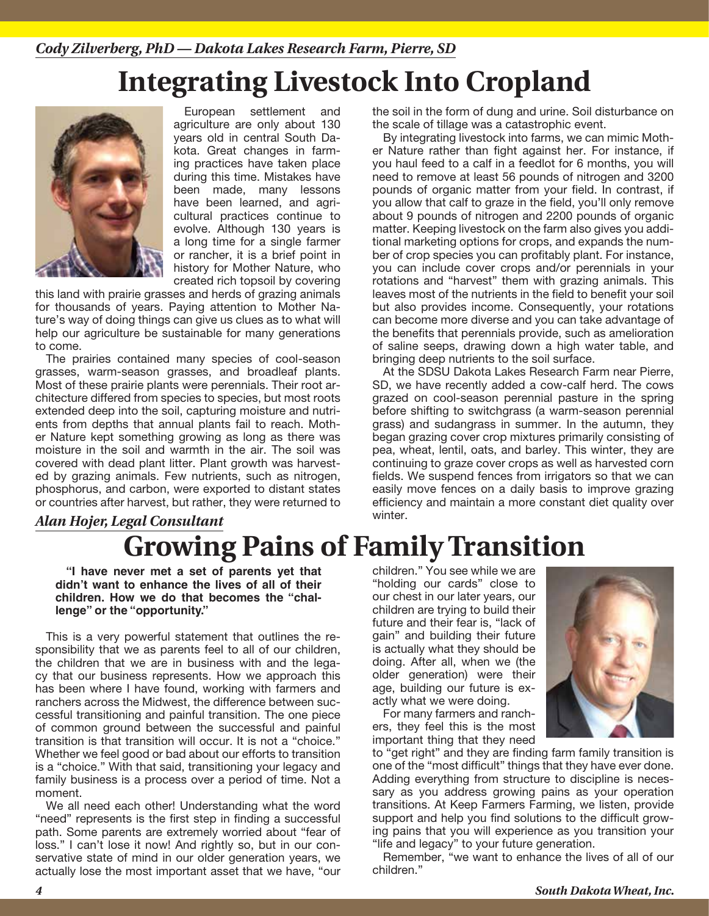*Cody Zilverberg, PhD — Dakota Lakes Research Farm, Pierre, SD*

# Integrating Livestock Into Cropland

European settlement and agriculture are only about 130 years old in central South Dakota. Great changes in farming practices have taken place during this time. Mistakes have been made, many lessons have been learned, and agricultural practices continue to evolve. Although 130 years is a long time for a single farmer or rancher, it is a brief point in history for Mother Nature, who created rich topsoil by covering this land with prairie grasses and herds of grazing animals for thousands of years. Paying attention to Mother Nature's way of doing things can give us clues as to what will help our agriculture be sustainable for many generations to come.

The prairies contained many species of cool-season grasses, warm-season grasses, and broadleaf plants. Most of these prairie plants were perennials. Their root architecture differed from species to species, but most roots extended deep into the soil, capturing moisture and nutrients from depths that annual plants fail to reach. Mother Nature kept something growing as long as there was moisture in the soil and warmth in the air. The soil was covered with dead plant litter. Plant growth was harvested by grazing animals. Few nutrients, such as nitrogen, phosphorus, and carbon, were exported to distant states or countries after harvest, but rather, they were returned to the soil in the form of dung and urine. Soil disturbance on the scale of tillage was a catastrophic event.

By integrating livestock into farms, we can mimic Mother Nature rather than fight against her. For instance, if you haul feed to a calf in a feedlot for 6 months, you will need to remove at least 56 pounds of nitrogen and 3200 pounds of organic matter from your field. In contrast, if you allow that calf to graze in the field, you'll only remove about 9 pounds of nitrogen and 2200 pounds of organic matter. Keeping livestock on the farm also gives you additional marketing options for crops, and expands the number of crop species you can profitably plant. For instance, you can include cover crops and/or perennials in your rotations and "harvest" them with grazing animals. This leaves most of the nutrients in the field to benefit your soil but also provides income. Consequently, your rotations can become more diverse and you can take advantage of the benefits that perennials provide, such as amelioration of saline seeps, drawing down a high water table, and bringing deep nutrients to the soil surface.

At the SDSU Dakota Lakes Research Farm near Pierre, SD, we have recently added a cow-calf herd. The cows grazed on cool-season perennial pasture in the spring before shifting to switchgrass (a warm-season perennial grass) and sudangrass in summer. In the autumn, they began grazing cover crop mixtures primarily consisting of pea, wheat, lentil, oats, and barley. This winter, they are continuing to graze cover crops as well as harvested corn fields. We suspend fences from irrigators so that we can easily move fences on a daily basis to improve grazing efficiency and maintain a more constant diet quality over winter.

*Alan Hojer, Legal Consultant*

# Growing Pains of Family Transition

**"I have never met a set of parents yet that didn't want to enhance the lives of all of their children. How we do that becomes the "challenge" or the "opportunity."**

This is a very powerful statement that outlines the responsibility that we as parents feel to all of our children, the children that we are in business with and the legacy that our business represents. How we approach this has been where I have found, working with farmers and ranchers across the Midwest, the difference between successful transitioning and painful transition. The one piece of common ground between the successful and painful transition is that transition will occur. It is not a "choice." Whether we feel good or bad about our efforts to transition is a "choice." With that said, transitioning your legacy and family business is a process over a period of time. Not a moment.

We all need each other! Understanding what the word "need" represents is the first step in finding a successful path. Some parents are extremely worried about "fear of loss." I can't lose it now! And rightly so, but in our conservative state of mind in our older generation years, we actually lose the most important asset that we have, "our children." You see while we are "holding our cards" close to our chest in our later years, our children are trying to build their future and their fear is, "lack of gain" and building their future is actually what they should be doing. After all, when we (the older generation) were their age, building our future is exactly what we were doing.

For many farmers and ranchers, they feel this is the most important thing that they need to "get right" and they are finding farm family transition is one of the "most difficult" things that they have ever done. Adding everything from structure to discipline is necessary as you address growing pains as your operation transitions. At Keep Farmers Farming, we listen, provide support and help you find solutions to the difficult growing pains that you will experience as you transition your "life and legacy" to your future generation.

Remember, "we want to enhance the lives of all of our children."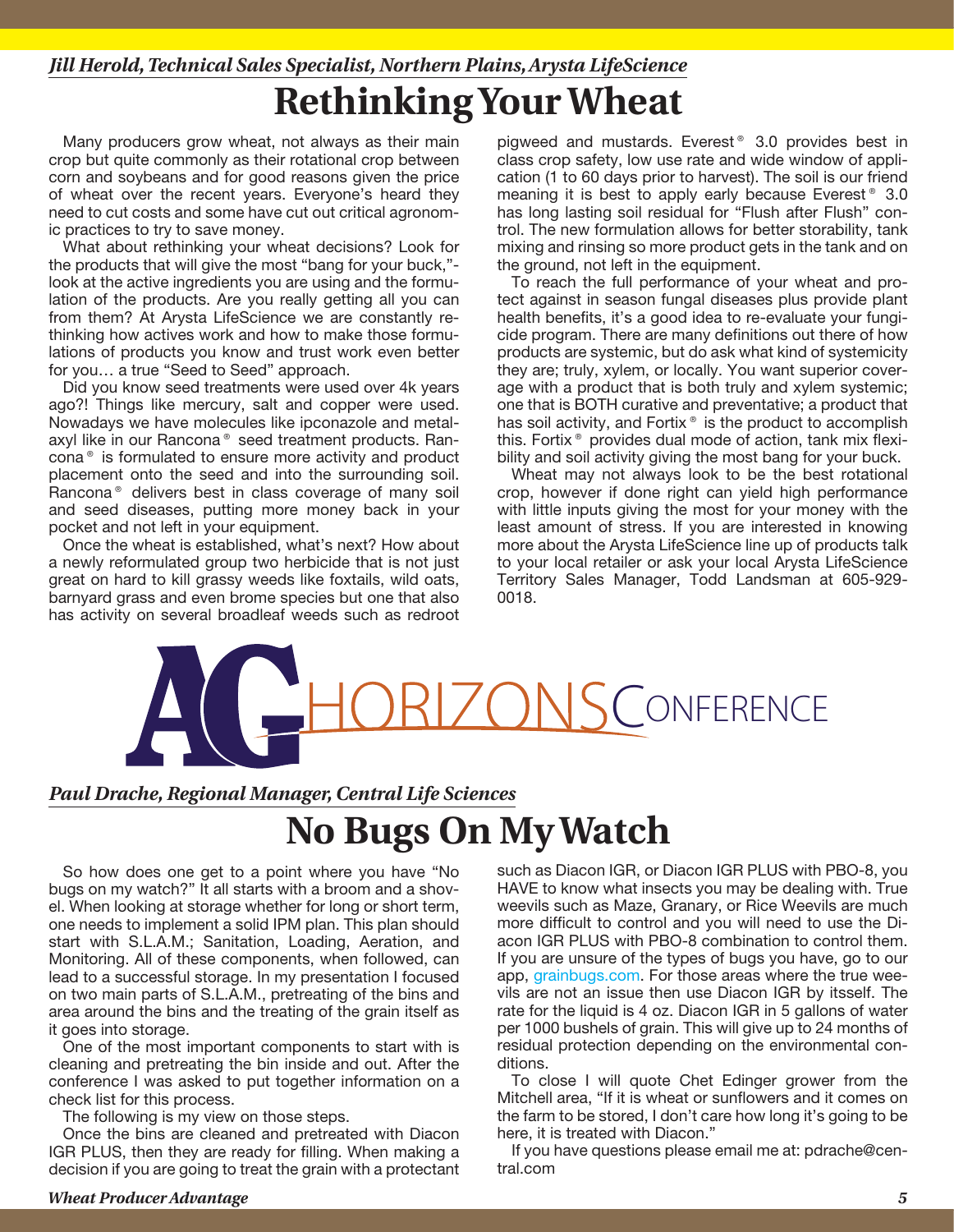*Jill Herold, Technical Sales Specialist, Northern Plains, Arysta LifeScience*

# Rethinking Your Wheat

Many producers grow wheat, not always as their main crop but quite commonly as their rotational crop between corn and soybeans and for good reasons given the price of wheat over the recent years. Everyone's heard they need to cut costs and some have cut out critical agronomic practices to try to save money.

What about rethinking your wheat decisions? Look for the products that will give the most "bang for your buck,"- look at the active ingredients you are using and the formulation of the products. Are you really getting all you can from them? At Arysta LifeScience we are constantly rethinking how actives work and how to make those formulations of products you know and trust work even better for you… a true "Seed to Seed" approach.

Did you know seed treatments were used over 4k years ago?! Things like mercury, salt and copper were used. Nowadays we have molecules like ipconazole and metalaxyl like in our Rancona® seed treatment products. Rancona® is formulated to ensure more activity and product placement onto the seed and into the surrounding soil. Rancona® delivers best in class coverage of many soil and seed diseases, putting more money back in your pocket and not left in your equipment.

Once the wheat is established, what's next? How about a newly reformulated group two herbicide that is not just great on hard to kill grassy weeds like foxtails, wild oats, barnyard grass and even brome species but one that also has activity on several broadleaf weeds such as redroot pigweed and mustards. Everest® 3.0 provides best in class crop safety, low use rate and wide window of application (1 to 60 days prior to harvest). The soil is our friend meaning it is best to apply early because Everest® 3.0 has long lasting soil residual for "Flush after Flush" control. The new formulation allows for better storability, tank mixing and rinsing so more product gets in the tank and on the ground, not left in the equipment.

To reach the full performance of your wheat and protect against in season fungal diseases plus provide plant health benefits, it's a good idea to re-evaluate your fungicide program. There are many definitions out there of how products are systemic, but do ask what kind of systemicity they are; truly, xylem, or locally. You want superior coverage with a product that is both truly and xylem systemic; one that is BOTH curative and preventative; a product that has soil activity, and Fortix® is the product to accomplish this. Fortix® provides dual mode of action, tank mix flexibility and soil activity giving the most bang for your buck.

Wheat may not always look to be the best rotational crop, however if done right can yield high performance with little inputs giving the most for your money with the least amount of stress. If you are interested in knowing more about the Arysta LifeScience line up of products talk to your local retailer or ask your local Arysta LifeScience Territory Sales Manager, Todd Landsman at 605-929-0018.

AG HORIZONS CONFERENCE

*Paul Drache, Regional Manager, Central Life Sciences*

# No Bugs On My Watch

So how does one get to a point where you have "No bugs on my watch?" It all starts with a broom and a shovel. When looking at storage whether for long or short term, one needs to implement a solid IPM plan. This plan should start with S.L.A.M.; Sanitation, Loading, Aeration, and Monitoring. All of these components, when followed, can lead to a successful storage. In my presentation I focused on two main parts of S.L.A.M., pretreating of the bins and area around the bins and the treating of the grain itself as it goes into storage.

One of the most important components to start with is cleaning and pretreating the bin inside and out. After the conference I was asked to put together information on a check list for this process.

The following is my view on those steps.

Once the bins are cleaned and pretreated with Diacon IGR PLUS, then they are ready for filling. When making a decision if you are going to treat the grain with a protectant such as Diacon IGR, or Diacon IGR PLUS with PBO-8, you HAVE to know what insects you may be dealing with. True weevils such as Maze, Granary, or Rice Weevils are much more difficult to control and you will need to use the Diacon IGR PLUS with PBO-8 combination to control them. If you are unsure of the types of bugs you have, go to our app, grainbugs.com. For those areas where the true weevils are not an issue then use Diacon IGR by itsself. The rate for the liquid is 4 oz. Diacon IGR in 5 gallons of water per 1000 bushels of grain. This will give up to 24 months of residual protection depending on the environmental conditions.

To close I will quote Chet Edinger grower from the Mitchell area, "If it is wheat or sunflowers and it comes on the farm to be stored, I don't care how long it's going to be here, it is treated with Diacon."

If you have questions please email me at: pdrache@central.com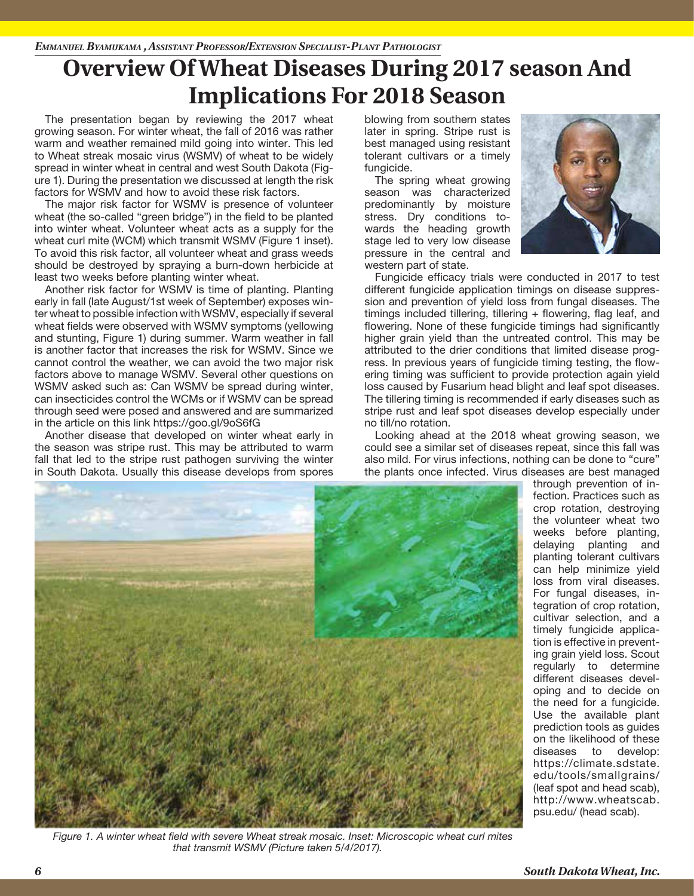*Emmanuel Byamukama, Assistant Professor/Extension Specialist-Plant Pathologist*

# Overview Of Wheat Diseases During 2017 season And Implications For 2018 Season

The presentation began by reviewing the 2017 wheat growing season. For winter wheat, the fall of 2016 was rather warm and weather remained mild going into winter. This led to Wheat streak mosaic virus (WSMV) of wheat to be widely spread in winter wheat in central and west South Dakota (Figure 1). During the presentation we discussed at length the risk factors for WSMV and how to avoid these risk factors.

The major risk factor for WSMV is presence of volunteer wheat (the so-called "green bridge") in the field to be planted into winter wheat. Volunteer wheat acts as a supply for the wheat curl mite (WCM) which transmit WSMV (Figure 1 inset). To avoid this risk factor, all volunteer wheat and grass weeds should be destroyed by spraying a burn-down herbicide at least two weeks before planting winter wheat.

Another risk factor for WSMV is time of planting. Planting early in fall (late August/1st week of September) exposes winter wheat to possible infection with WSMV, especially if several wheat fields were observed with WSMV symptoms (yellowing and stunting, Figure 1) during summer. Warm weather in fall is another factor that increases the risk for WSMV. Since we cannot control the weather, we can avoid the two major risk factors above to manage WSMV. Several other questions on WSMV asked such as: Can WSMV be spread during winter, can insecticides control the WCMs or if WSMV can be spread through seed were posed and answered and are summarized in the article on this link https://goo.gl/9oS6fG

Another disease that developed on winter wheat early in the season was stripe rust. This may be attributed to warm fall that led to the stripe rust pathogen surviving the winter in South Dakota. Usually this disease develops from spores blowing from southern states later in spring. Stripe rust is best managed using resistant tolerant cultivars or a timely fungicide.

The spring wheat growing season was characterized predominantly by moisture stress. Dry conditions towards the heading growth stage led to very low disease pressure in the central and western part of state.

Fungicide efficacy trials were conducted in 2017 to test different fungicide application timings on disease suppression and prevention of yield loss from fungal diseases. The timings included tillering, tillering + flowering, flag leaf, and flowering. None of these fungicide timings had significantly higher grain yield than the untreated control. This may be attributed to the drier conditions that limited disease progress. In previous years of fungicide timing testing, the flowering timing was sufficient to provide protection again yield loss caused by Fusarium head blight and leaf spot diseases. The tillering timing is recommended if early diseases such as stripe rust and leaf spot diseases develop especially under no till/no rotation.

Looking ahead at the 2018 wheat growing season, we could see a similar set of diseases repeat, since this fall was also mild. For virus infections, nothing can be done to "cure" the plants once infected. Virus diseases are best managed through prevention of infection. Practices such as crop rotation, destroying the volunteer wheat two weeks before planting, delaying planting and planting tolerant cultivars can help minimize yield loss from viral diseases. For fungal diseases, integration of crop rotation, cultivar selection, and a timely fungicide application is effective in preventing grain yield loss. Scout regularly to determine different diseases developing and to decide on the need for a fungicide. Use the available plant prediction tools as guides on the likelihood of these diseases to develop: https://climate.sdstate.edu/tools/smallgrains/ (leaf spot and head scab), http://www.wheatscab.psu.edu/ (head scab).

*Figure 1. A winter wheat field with severe Wheat streak mosaic. Inset: Microscopic wheat curl mites that transmit WSMV (Picture taken 5/4/2017).*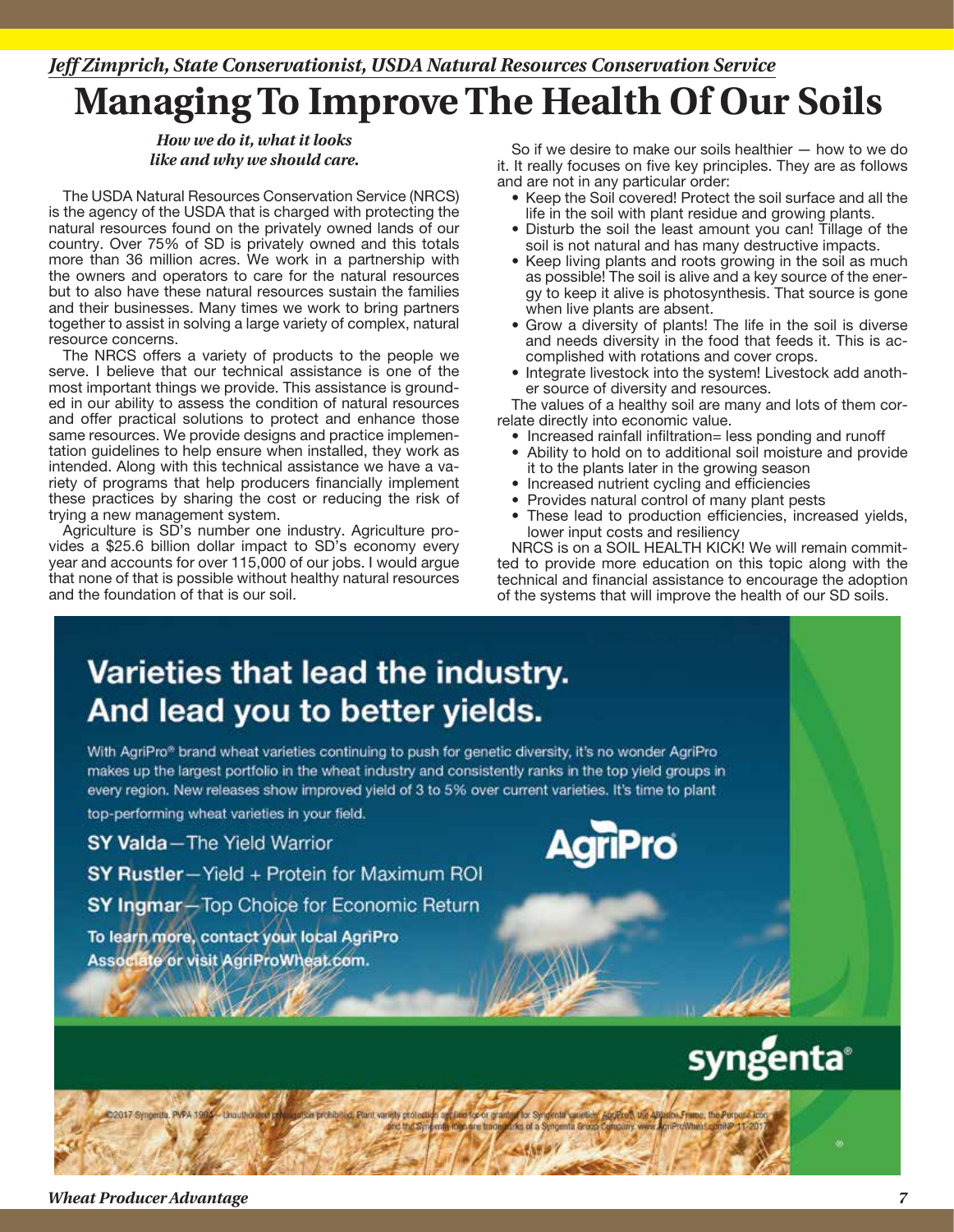*Jeff Zimprich, State Conservationist, USDA Natural Resources Conservation Service*

# Managing To Improve The Health Of Our Soils

***How we do it, what it looks like and why we should care.***

The USDA Natural Resources Conservation Service (NRCS) is the agency of the USDA that is charged with protecting the natural resources found on the privately owned lands of our country. Over 75% of SD is privately owned and this totals more than 36 million acres. We work in a partnership with the owners and operators to care for the natural resources but to also have these natural resources sustain the families and their businesses. Many times we work to bring partners together to assist in solving a large variety of complex, natural resource concerns.

The NRCS offers a variety of products to the people we serve. I believe that our technical assistance is one of the most important things we provide. This assistance is grounded in our ability to assess the condition of natural resources and offer practical solutions to protect and enhance those same resources. We provide designs and practice implementation guidelines to help ensure when installed, they work as intended. Along with this technical assistance we have a variety of programs that help producers financially implement these practices by sharing the cost or reducing the risk of trying a new management system.

Agriculture is SD's number one industry. Agriculture provides a $25.6 billion dollar impact to SD's economy every year and accounts for over 115,000 of our jobs. I would argue that none of that is possible without healthy natural resources and the foundation of that is our soil.

So if we desire to make our soils healthier — how to we do it. It really focuses on five key principles. They are as follows and are not in any particular order:

- Keep the Soil covered! Protect the soil surface and all the life in the soil with plant residue and growing plants.
- Disturb the soil the least amount you can! Tillage of the soil is not natural and has many destructive impacts.
- Keep living plants and roots growing in the soil as much as possible! The soil is alive and a key source of the energy to keep it alive is photosynthesis. That source is gone when live plants are absent.
- Grow a diversity of plants! The life in the soil is diverse and needs diversity in the food that feeds it. This is accomplished with rotations and cover crops.
- Integrate livestock into the system! Livestock add another source of diversity and resources.

The values of a healthy soil are many and lots of them correlate directly into economic value.

- Increased rainfall infiltration= less ponding and runoff
- Ability to hold on to additional soil moisture and provide it to the plants later in the growing season
- Increased nutrient cycling and efficiencies
- Provides natural control of many plant pests
- These lead to production efficiencies, increased yields, lower input costs and resiliency

NRCS is on a SOIL HEALTH KICK! We will remain committed to provide more education on this topic along with the technical and financial assistance to encourage the adoption of the systems that will improve the health of our SD soils.

## Varieties that lead the industry. And lead you to better yields.

With AgriPro® brand wheat varieties continuing to push for genetic diversity, it's no wonder AgriPro makes up the largest portfolio in the wheat industry and consistently ranks in the top yield groups in every region. New releases show improved yield of 3 to 5% over current varieties. It's time to plant top-performing wheat varieties in your field.

**SY Valda**—The Yield Warrior

**SY Rustler**—Yield + Protein for Maximum ROI

**SY Ingmar**—Top Choice for Economic Return

**To learn more, contact your local AgriPro Associate or visit AgriProWheat.com.**

AgriPro

syngenta®

©2017 Syngenta. PVPA 1994 – Unauthorized propagation prohibited. Plant variety protection applied for or granted for Syngenta varieties. AgriPro®, the Alliance Frame, the Purpose Icon and the Syngenta logo are trademarks of a Syngenta Group Company. www.AgriProWheat.com NP 11-2017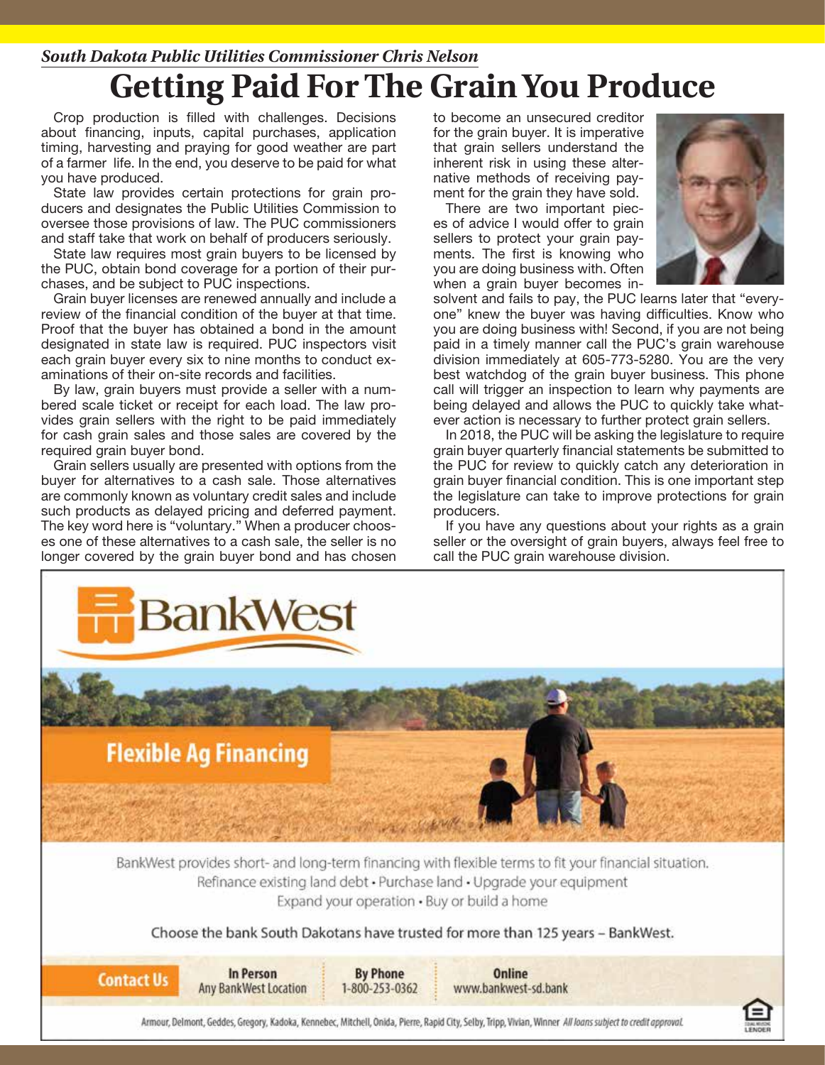*South Dakota Public Utilities Commissioner Chris Nelson*

# Getting Paid For The Grain You Produce

Crop production is filled with challenges. Decisions about financing, inputs, capital purchases, application timing, harvesting and praying for good weather are part of a farmer life. In the end, you deserve to be paid for what you have produced.

State law provides certain protections for grain producers and designates the Public Utilities Commission to oversee those provisions of law. The PUC commissioners and staff take that work on behalf of producers seriously.

State law requires most grain buyers to be licensed by the PUC, obtain bond coverage for a portion of their purchases, and be subject to PUC inspections.

Grain buyer licenses are renewed annually and include a review of the financial condition of the buyer at that time. Proof that the buyer has obtained a bond in the amount designated in state law is required. PUC inspectors visit each grain buyer every six to nine months to conduct examinations of their on-site records and facilities.

By law, grain buyers must provide a seller with a numbered scale ticket or receipt for each load. The law provides grain sellers with the right to be paid immediately for cash grain sales and those sales are covered by the required grain buyer bond.

Grain sellers usually are presented with options from the buyer for alternatives to a cash sale. Those alternatives are commonly known as voluntary credit sales and include such products as delayed pricing and deferred payment. The key word here is "voluntary." When a producer chooses one of these alternatives to a cash sale, the seller is no longer covered by the grain buyer bond and has chosen to become an unsecured creditor for the grain buyer. It is imperative that grain sellers understand the inherent risk in using these alternative methods of receiving payment for the grain they have sold.

There are two important pieces of advice I would offer to grain sellers to protect your grain payments. The first is knowing who you are doing business with. Often when a grain buyer becomes insolvent and fails to pay, the PUC learns later that "everyone" knew the buyer was having difficulties. Know who you are doing business with! Second, if you are not being paid in a timely manner call the PUC's grain warehouse division immediately at 605-773-5280. You are the very best watchdog of the grain buyer business. This phone call will trigger an inspection to learn why payments are being delayed and allows the PUC to quickly take whatever action is necessary to further protect grain sellers.

In 2018, the PUC will be asking the legislature to require grain buyer quarterly financial statements be submitted to the PUC for review to quickly catch any deterioration in grain buyer financial condition. This is one important step the legislature can take to improve protections for grain producers.

If you have any questions about your rights as a grain seller or the oversight of grain buyers, always feel free to call the PUC grain warehouse division.

BankWest

**Flexible Ag Financing**

BankWest provides short- and long-term financing with flexible terms to fit your financial situation.
Refinance existing land debt • Purchase land • Upgrade your equipment
Expand your operation • Buy or build a home

Choose the bank South Dakotans have trusted for more than 125 years – BankWest.

**Contact Us** | **In Person** Any BankWest Location | **By Phone** 1-800-253-0362 | **Online** www.bankwest-sd.bank

Armour, Delmont, Geddes, Gregory, Kadoka, Kennebec, Mitchell, Onida, Pierre, Rapid City, Selby, Tripp, Vivian, Winner *All loans subject to credit approval.*

EQUAL HOUSING LENDER